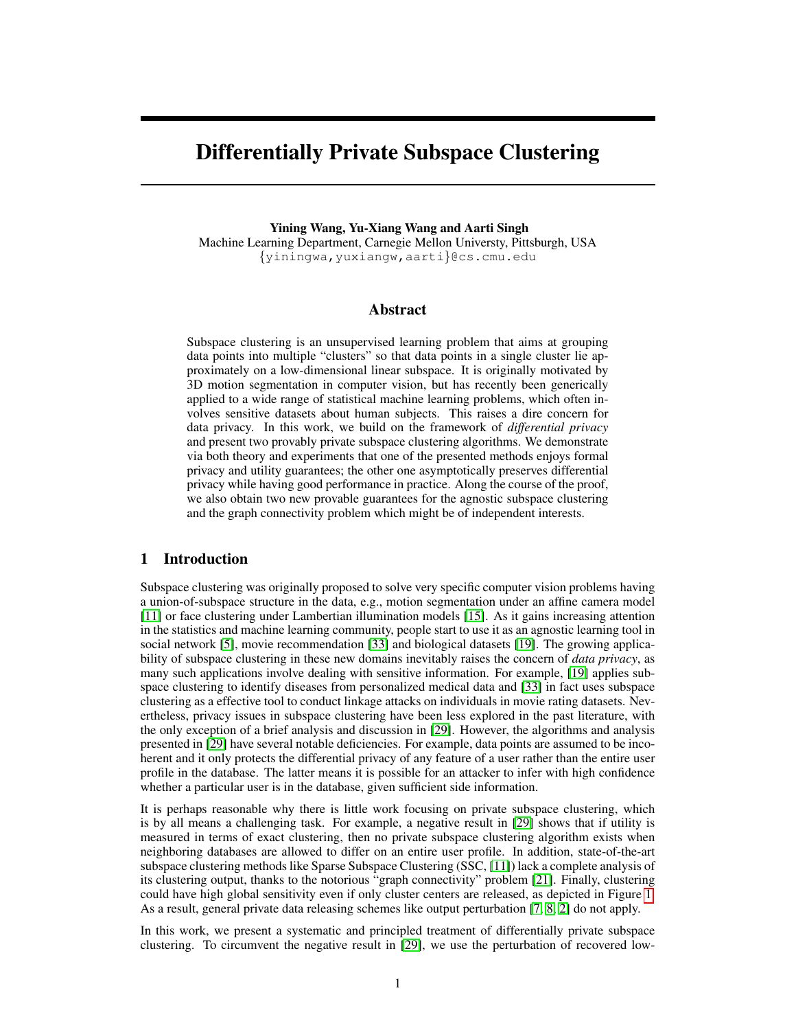# Differentially Private Subspace Clustering

**Yining Wang, Yu-Xiang Wang and Aarti Singh**
Machine Learning Department, Carnegie Mellon Universty, Pittsburgh, USA
{yiningwa,yuxiangw,aarti}@cs.cmu.edu

## Abstract

Subspace clustering is an unsupervised learning problem that aims at grouping data points into multiple "clusters" so that data points in a single cluster lie approximately on a low-dimensional linear subspace. It is originally motivated by 3D motion segmentation in computer vision, but has recently been generically applied to a wide range of statistical machine learning problems, which often involves sensitive datasets about human subjects. This raises a dire concern for data privacy. In this work, we build on the framework of *differential privacy* and present two provably private subspace clustering algorithms. We demonstrate via both theory and experiments that one of the presented methods enjoys formal privacy and utility guarantees; the other one asymptotically preserves differential privacy while having good performance in practice. Along the course of the proof, we also obtain two new provable guarantees for the agnostic subspace clustering and the graph connectivity problem which might be of independent interests.

## 1 Introduction

Subspace clustering was originally proposed to solve very specific computer vision problems having a union-of-subspace structure in the data, e.g., motion segmentation under an affine camera model [11] or face clustering under Lambertian illumination models [15]. As it gains increasing attention in the statistics and machine learning community, people start to use it as an agnostic learning tool in social network [5], movie recommendation [33] and biological datasets [19]. The growing applicability of subspace clustering in these new domains inevitably raises the concern of *data privacy*, as many such applications involve dealing with sensitive information. For example, [19] applies subspace clustering to identify diseases from personalized medical data and [33] in fact uses subspace clustering as a effective tool to conduct linkage attacks on individuals in movie rating datasets. Nevertheless, privacy issues in subspace clustering have been less explored in the past literature, with the only exception of a brief analysis and discussion in [29]. However, the algorithms and analysis presented in [29] have several notable deficiencies. For example, data points are assumed to be incoherent and it only protects the differential privacy of any feature of a user rather than the entire user profile in the database. The latter means it is possible for an attacker to infer with high confidence whether a particular user is in the database, given sufficient side information.

It is perhaps reasonable why there is little work focusing on private subspace clustering, which is by all means a challenging task. For example, a negative result in [29] shows that if utility is measured in terms of exact clustering, then no private subspace clustering algorithm exists when neighboring databases are allowed to differ on an entire user profile. In addition, state-of-the-art subspace clustering methods like Sparse Subspace Clustering (SSC, [11]) lack a complete analysis of its clustering output, thanks to the notorious "graph connectivity" problem [21]. Finally, clustering could have high global sensitivity even if only cluster centers are released, as depicted in Figure 1. As a result, general private data releasing schemes like output perturbation [7, 8, 2] do not apply.

In this work, we present a systematic and principled treatment of differentially private subspace clustering. To circumvent the negative result in [29], we use the perturbation of recovered low-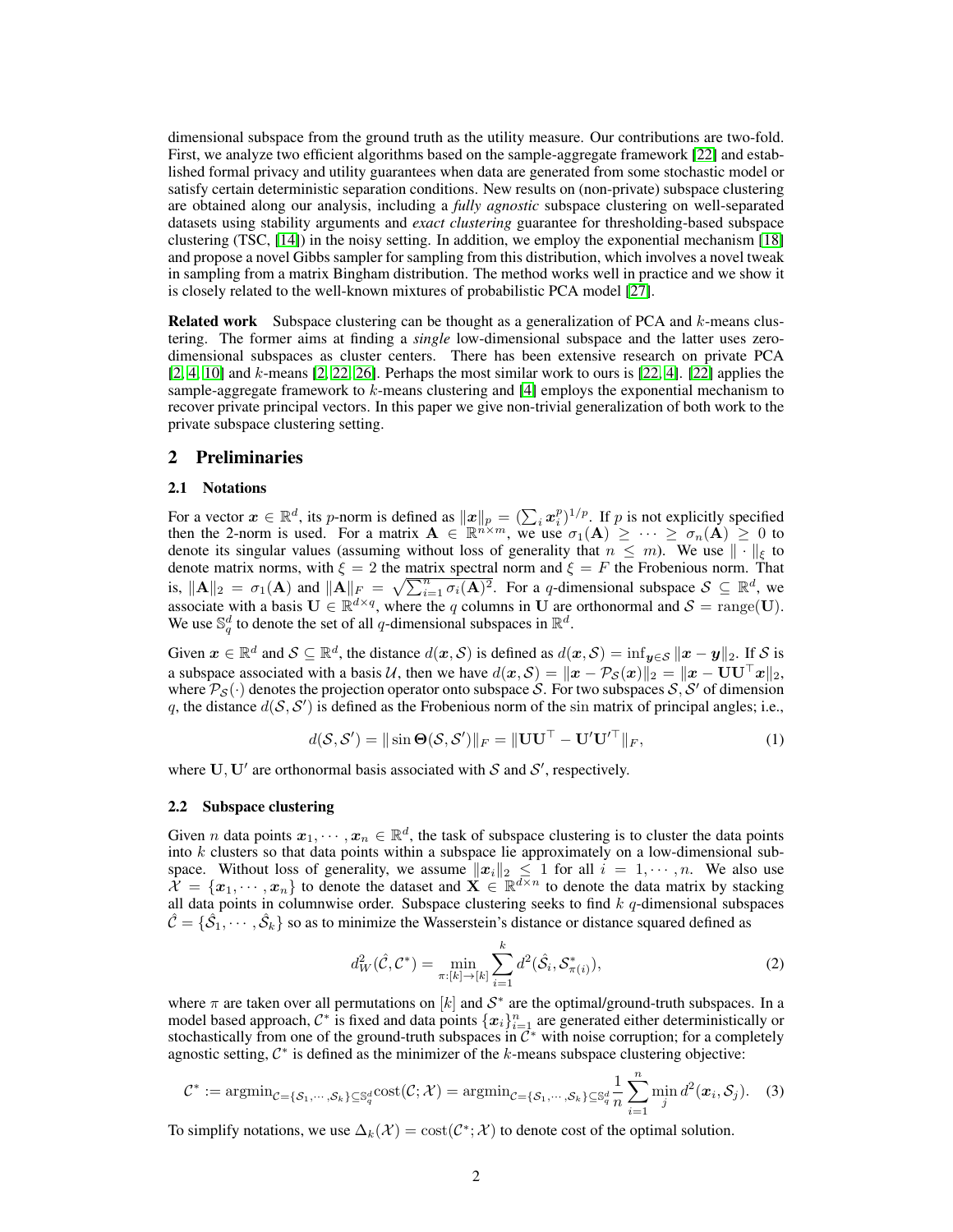dimensional subspace from the ground truth as the utility measure. Our contributions are two-fold. First, we analyze two efficient algorithms based on the sample-aggregate framework [22] and established formal privacy and utility guarantees when data are generated from some stochastic model or satisfy certain deterministic separation conditions. New results on (non-private) subspace clustering are obtained along our analysis, including a *fully agnostic* subspace clustering on well-separated datasets using stability arguments and *exact clustering* guarantee for thresholding-based subspace clustering (TSC, [14]) in the noisy setting. In addition, we employ the exponential mechanism [18] and propose a novel Gibbs sampler for sampling from this distribution, which involves a novel tweak in sampling from a matrix Bingham distribution. The method works well in practice and we show it is closely related to the well-known mixtures of probabilistic PCA model [27].

**Related work** Subspace clustering can be thought as a generalization of PCA and $k$-means clustering. The former aims at finding a *single* low-dimensional subspace and the latter uses zero-dimensional subspaces as cluster centers. There has been extensive research on private PCA [2, 4, 10] and $k$-means [2, 22, 26]. Perhaps the most similar work to ours is [22, 4]. [22] applies the sample-aggregate framework to $k$-means clustering and [4] employs the exponential mechanism to recover private principal vectors. In this paper we give non-trivial generalization of both work to the private subspace clustering setting.

## 2 Preliminaries

### 2.1 Notations

For a vector $\boldsymbol{x} \in \mathbb{R}^d$, its $p$-norm is defined as $\|\boldsymbol{x}\|_p = (\sum_i \boldsymbol{x}_i^p)^{1/p}$. If $p$ is not explicitly specified then the 2-norm is used. For a matrix $\mathbf{A} \in \mathbb{R}^{n\times m}$, we use $\sigma_1(\mathbf{A}) \geq \cdots \geq \sigma_n(\mathbf{A}) \geq 0$ to denote its singular values (assuming without loss of generality that $n \leq m$). We use $\|\cdot\|_\xi$ to denote matrix norms, with $\xi = 2$ the matrix spectral norm and $\xi = F$ the Frobenious norm. That is, $\|\mathbf{A}\|_2 = \sigma_1(\mathbf{A})$ and $\|\mathbf{A}\|_F = \sqrt{\sum_{i=1}^n \sigma_i(\mathbf{A})^2}$. For a $q$-dimensional subspace $\mathcal{S} \subseteq \mathbb{R}^d$, we associate with a basis $\mathbf{U} \in \mathbb{R}^{d\times q}$, where the $q$ columns in $\mathbf{U}$ are orthonormal and $\mathcal{S} = \mathrm{range}(\mathbf{U})$. We use $\mathbb{S}_q^d$ to denote the set of all $q$-dimensional subspaces in $\mathbb{R}^d$.

Given $\boldsymbol{x} \in \mathbb{R}^d$ and $\mathcal{S} \subseteq \mathbb{R}^d$, the distance $d(\boldsymbol{x}, \mathcal{S})$ is defined as $d(\boldsymbol{x}, \mathcal{S}) = \inf_{\boldsymbol{y}\in\mathcal{S}} \|\boldsymbol{x} - \boldsymbol{y}\|_2$. If $\mathcal{S}$ is a subspace associated with a basis $\mathcal{U}$, then we have $d(\boldsymbol{x}, \mathcal{S}) = \|\boldsymbol{x} - \mathcal{P}_{\mathcal{S}}(\boldsymbol{x})\|_2 = \|\boldsymbol{x} - \mathbf{U}\mathbf{U}^\top\boldsymbol{x}\|_2$, where $\mathcal{P}_{\mathcal{S}}(\cdot)$ denotes the projection operator onto subspace $\mathcal{S}$. For two subspaces $\mathcal{S}, \mathcal{S}'$ of dimension $q$, the distance $d(\mathcal{S}, \mathcal{S}')$ is defined as the Frobenious norm of the sin matrix of principal angles; i.e.,

$$d(\mathcal{S}, \mathcal{S}') = \|\sin\Theta(\mathcal{S}, \mathcal{S}')\|_F = \|\mathbf{U}\mathbf{U}^\top - \mathbf{U}'\mathbf{U}'^\top\|_F, \tag{1}$$

where $\mathbf{U}, \mathbf{U}'$ are orthonormal basis associated with $\mathcal{S}$ and $\mathcal{S}'$, respectively.

### 2.2 Subspace clustering

Given $n$ data points $\boldsymbol{x}_1, \cdots, \boldsymbol{x}_n \in \mathbb{R}^d$, the task of subspace clustering is to cluster the data points into $k$ clusters so that data points within a subspace lie approximately on a low-dimensional subspace. Without loss of generality, we assume $\|\boldsymbol{x}_i\|_2 \leq 1$ for all $i = 1, \cdots, n$. We also use $\mathcal{X} = \{\boldsymbol{x}_1, \cdots, \boldsymbol{x}_n\}$ to denote the dataset and $\mathbf{X} \in \mathbb{R}^{d\times n}$ to denote the data matrix by stacking all data points in columnwise order. Subspace clustering seeks to find $k$ $q$-dimensional subspaces $\hat{\mathcal{C}} = \{\hat{\mathcal{S}}_1, \cdots, \hat{\mathcal{S}}_k\}$ so as to minimize the Wasserstein's distance or distance squared defined as

$$d_W^2(\hat{\mathcal{C}}, \mathcal{C}^*) = \min_{\pi:[k]\to[k]} \sum_{i=1}^k d^2(\hat{\mathcal{S}}_i, \mathcal{S}^*_{\pi(i)}), \tag{2}$$

where $\pi$ are taken over all permutations on $[k]$ and $\mathcal{S}^*$ are the optimal/ground-truth subspaces. In a model based approach, $\mathcal{C}^*$ is fixed and data points $\{\boldsymbol{x}_i\}_{i=1}^n$ are generated either deterministically or stochastically from one of the ground-truth subspaces in $\mathcal{C}^*$ with noise corruption; for a completely agnostic setting, $\mathcal{C}^*$ is defined as the minimizer of the $k$-means subspace clustering objective:

$$\mathcal{C}^* := \mathrm{argmin}_{\mathcal{C}=\{\mathcal{S}_1,\cdots,\mathcal{S}_k\}\subseteq\mathbb{S}_q^d} \mathrm{cost}(\mathcal{C}; \mathcal{X}) = \mathrm{argmin}_{\mathcal{C}=\{\mathcal{S}_1,\cdots,\mathcal{S}_k\}\subseteq\mathbb{S}_q^d} \frac{1}{n}\sum_{i=1}^n \min_j d^2(\boldsymbol{x}_i, \mathcal{S}_j). \tag{3}$$

To simplify notations, we use $\Delta_k(\mathcal{X}) = \mathrm{cost}(\mathcal{C}^*; \mathcal{X})$ to denote cost of the optimal solution.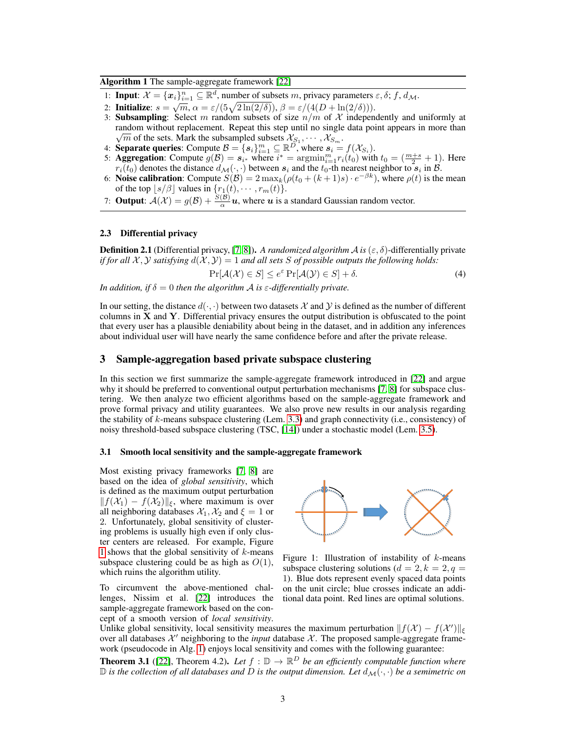**Algorithm 1** The sample-aggregate framework [22]

1: **Input**: $\mathcal{X} = \{\boldsymbol{x}_i\}_{i=1}^n \subseteq \mathbb{R}^d$, number of subsets $m$, privacy parameters $\varepsilon, \delta$; $f$, $d_{\mathcal{M}}$.
2: **Initialize**: $s = \sqrt{m}$, $\alpha = \varepsilon/(5\sqrt{2\ln(2/\delta)})$, $\beta = \varepsilon/(4(D + \ln(2/\delta)))$.
3: **Subsampling**: Select $m$ random subsets of size $n/m$ of $\mathcal{X}$ independently and uniformly at random without replacement. Repeat this step until no single data point appears in more than $\sqrt{m}$ of the sets. Mark the subsampled subsets $\mathcal{X}_{S_1}, \cdots, \mathcal{X}_{S_m}$.
4: **Separate queries**: Compute $\mathcal{B} = \{\boldsymbol{s}_i\}_{i=1}^m \subseteq \mathbb{R}^D$, where $\boldsymbol{s}_i = f(\mathcal{X}_{S_i})$.
5: **Aggregation**: Compute $g(\mathcal{B}) = \boldsymbol{s}_{i^*}$ where $i^* = \mathrm{argmin}_{i=1}^m r_i(t_0)$ with $t_0 = (\frac{m+s}{2} + 1)$. Here $r_i(t_0)$ denotes the distance $d_{\mathcal{M}}(\cdot, \cdot)$ between $\boldsymbol{s}_i$ and the $t_0$-th nearest neighbor to $\boldsymbol{s}_i$ in $\mathcal{B}$.
6: **Noise calibration**: Compute $S(\mathcal{B}) = 2\max_k(\rho(t_0 + (k+1)s) \cdot e^{-\beta k})$, where $\rho(t)$ is the mean of the top $\lfloor s/\beta \rfloor$ values in $\{r_1(t), \cdots, r_m(t)\}$.
7: **Output**: $\mathcal{A}(\mathcal{X}) = g(\mathcal{B}) + \frac{S(\mathcal{B})}{\alpha}\boldsymbol{u}$, where $\boldsymbol{u}$ is a standard Gaussian random vector.

### 2.3 Differential privacy

**Definition 2.1** (Differential privacy, [7, 8]). *A randomized algorithm $\mathcal{A}$ is $(\varepsilon, \delta)$-differentially private if for all $\mathcal{X}, \mathcal{Y}$ satisfying $d(\mathcal{X}, \mathcal{Y}) = 1$ and all sets $S$ of possible outputs the following holds:*

$$\Pr[\mathcal{A}(\mathcal{X}) \in S] \le e^{\varepsilon} \Pr[\mathcal{A}(\mathcal{Y}) \in S] + \delta. \tag{4}$$

*In addition, if $\delta = 0$ then the algorithm $\mathcal{A}$ is $\varepsilon$-differentially private.*

In our setting, the distance $d(\cdot, \cdot)$ between two datasets $\mathcal{X}$ and $\mathcal{Y}$ is defined as the number of different columns in $\mathbf{X}$ and $\mathbf{Y}$. Differential privacy ensures the output distribution is obfuscated to the point that every user has a plausible deniability about being in the dataset, and in addition any inferences about individual user will have nearly the same confidence before and after the private release.

## 3 Sample-aggregation based private subspace clustering

In this section we first summarize the sample-aggregate framework introduced in [22] and argue why it should be preferred to conventional output perturbation mechanisms [7, 8] for subspace clustering. We then analyze two efficient algorithms based on the sample-aggregate framework and prove formal privacy and utility guarantees. We also prove new results in our analysis regarding the stability of $k$-means subspace clustering (Lem. 3.3) and graph connectivity (i.e., consistency) of noisy threshold-based subspace clustering (TSC, [14]) under a stochastic model (Lem. 3.5).

### 3.1 Smooth local sensitivity and the sample-aggregate framework

Most existing privacy frameworks [7, 8] are based on the idea of *global sensitivity*, which is defined as the maximum output perturbation $\|f(\mathcal{X}_1) - f(\mathcal{X}_2)\|_\xi$, where maximum is over all neighboring databases $\mathcal{X}_1, \mathcal{X}_2$ and $\xi = 1$ or 2. Unfortunately, global sensitivity of clustering problems is usually high even if only cluster centers are released. For example, Figure 1 shows that the global sensitivity of $k$-means subspace clustering could be as high as $O(1)$, which ruins the algorithm utility.

Figure 1: Illustration of instability of $k$-means subspace clustering solutions ($d = 2, k = 2, q = 1$). Blue dots represent evenly spaced data points on the unit circle; blue crosses indicate an additional data point. Red lines are optimal solutions.

To circumvent the above-mentioned challenges, Nissim et al. [22] introduces the sample-aggregate framework based on the concept of a smooth version of *local sensitivity*. Unlike global sensitivity, local sensitivity measures the maximum perturbation $\|f(\mathcal{X}) - f(\mathcal{X}')\|_\xi$ over all databases $\mathcal{X}'$ neighboring to the *input* database $\mathcal{X}$. The proposed sample-aggregate framework (pseudocode in Alg. 1) enjoys local sensitivity and comes with the following guarantee:

**Theorem 3.1** ([22], Theorem 4.2). *Let $f : \mathbb{D} \to \mathbb{R}^D$ be an efficiently computable function where $\mathbb{D}$ is the collection of all databases and $D$ is the output dimension. Let $d_{\mathcal{M}}(\cdot, \cdot)$ be a semimetric on*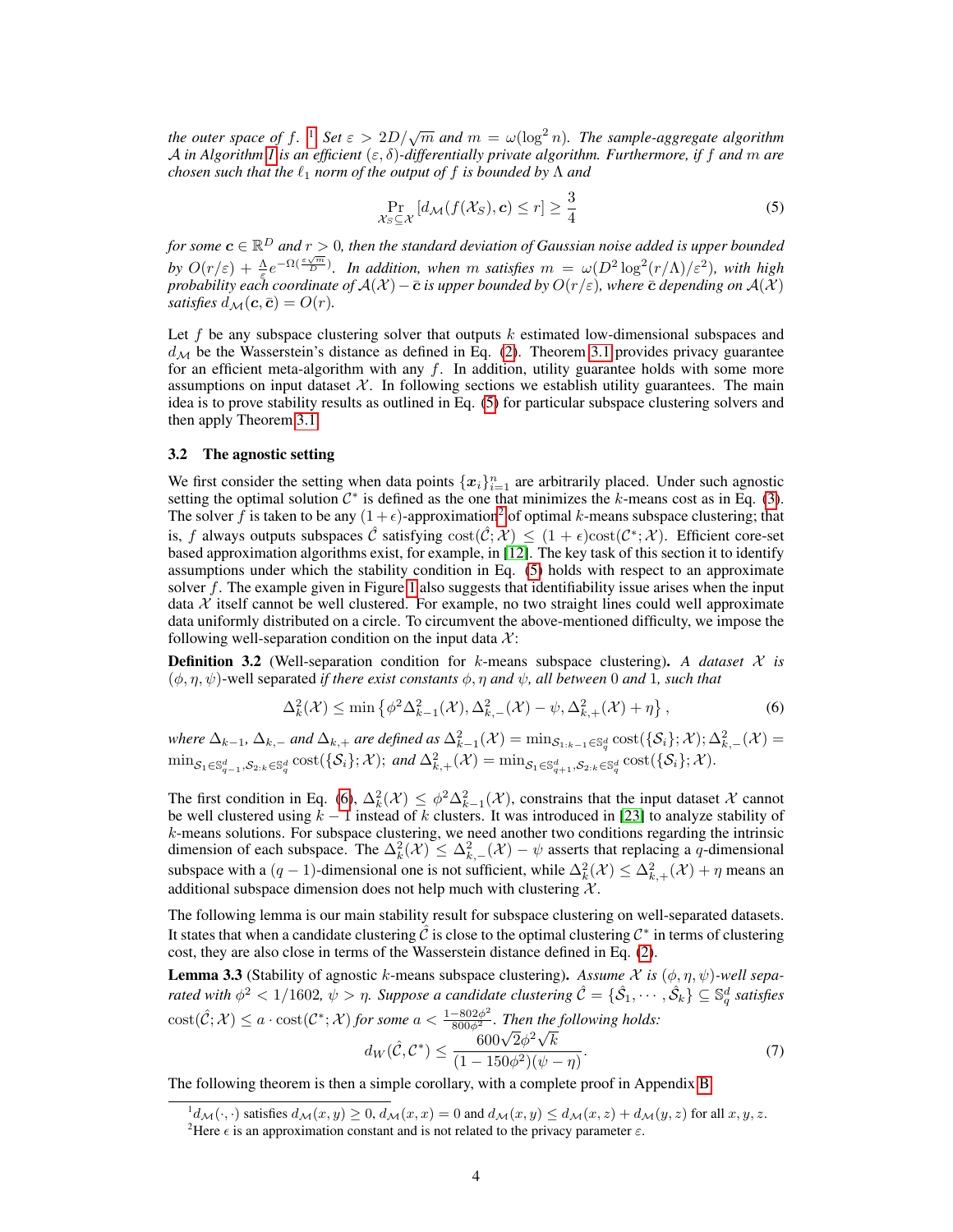*the outer space of f.* [1] *Set* $\varepsilon > 2D/\sqrt{m}$ *and* $m = \omega(\log^2 n)$*. The sample-aggregate algorithm* $\mathcal{A}$ *in Algorithm 1 is an efficient* $(\varepsilon, \delta)$*-differentially private algorithm. Furthermore, if* $f$ *and* $m$ *are chosen such that the* $\ell_1$ *norm of the output of* $f$ *is bounded by* $\Lambda$ *and*

$$\Pr_{\mathcal{X}_S \subseteq \mathcal{X}} [d_{\mathcal{M}}(f(\mathcal{X}_S), \boldsymbol{c}) \leq r] \geq \frac{3}{4} \tag{5}$$

*for some* $\boldsymbol{c} \in \mathbb{R}^D$ *and* $r > 0$*, then the standard deviation of Gaussian noise added is upper bounded by* $O(r/\varepsilon) + \frac{\Lambda}{\varepsilon} e^{-\Omega(\frac{\varepsilon\sqrt{m}}{D})}$*. In addition, when* $m$ *satisfies* $m = \omega(D^2 \log^2(r/\Lambda)/\varepsilon^2)$*, with high probability each coordinate of* $\mathcal{A}(\mathcal{X}) - \bar{\boldsymbol{c}}$ *is upper bounded by* $O(r/\varepsilon)$*, where* $\bar{\boldsymbol{c}}$ *depending on* $\mathcal{A}(\mathcal{X})$ *satisfies* $d_{\mathcal{M}}(\boldsymbol{c}, \bar{\boldsymbol{c}}) = O(r)$*.*

Let $f$ be any subspace clustering solver that outputs $k$ estimated low-dimensional subspaces and $d_{\mathcal{M}}$ be the Wasserstein's distance as defined in Eq. (2). Theorem 3.1 provides privacy guarantee for an efficient meta-algorithm with any $f$. In addition, utility guarantee holds with some more assumptions on input dataset $\mathcal{X}$. In following sections we establish utility guarantees. The main idea is to prove stability results as outlined in Eq. (5) for particular subspace clustering solvers and then apply Theorem 3.1.

### 3.2 The agnostic setting

We first consider the setting when data points $\{\boldsymbol{x}_i\}_{i=1}^n$ are arbitrarily placed. Under such agnostic setting the optimal solution $\mathcal{C}^*$ is defined as the one that minimizes the $k$-means cost as in Eq. (3). The solver $f$ is taken to be any $(1+\epsilon)$-approximation[2] of optimal $k$-means subspace clustering; that is, $f$ always outputs subspaces $\hat{\mathcal{C}}$ satisfying $\text{cost}(\hat{\mathcal{C}}; \mathcal{X}) \leq (1+\epsilon)\text{cost}(\mathcal{C}^*; \mathcal{X})$. Efficient core-set based approximation algorithms exist, for example, in [12]. The key task of this section it to identify assumptions under which the stability condition in Eq. (5) holds with respect to an approximate solver $f$. The example given in Figure 1 also suggests that identifiability issue arises when the input data $\mathcal{X}$ itself cannot be well clustered. For example, no two straight lines could well approximate data uniformly distributed on a circle. To circumvent the above-mentioned difficulty, we impose the following well-separation condition on the input data $\mathcal{X}$:

**Definition 3.2** (Well-separation condition for $k$-means subspace clustering)**.** *A dataset* $\mathcal{X}$ *is* $(\phi, \eta, \psi)$*-well separated if there exist constants* $\phi, \eta$ *and* $\psi$*, all between 0 and 1, such that*

$$\Delta_k^2(\mathcal{X}) \leq \min\left\{\phi^2 \Delta_{k-1}^2(\mathcal{X}), \Delta_{k,-}^2(\mathcal{X}) - \psi, \Delta_{k,+}^2(\mathcal{X}) + \eta\right\}, \tag{6}$$

*where* $\Delta_{k-1}$*,* $\Delta_{k,-}$ *and* $\Delta_{k,+}$ *are defined as* $\Delta_{k-1}^2(\mathcal{X}) = \min_{\mathcal{S}_{1:k-1} \in \mathbb{S}_q^d} \text{cost}(\{\mathcal{S}_i\}; \mathcal{X})$*;* $\Delta_{k,-}^2(\mathcal{X}) = \min_{\mathcal{S}_1 \in \mathbb{S}_{q-1}^d, \mathcal{S}_{2:k} \in \mathbb{S}_q^d} \text{cost}(\{\mathcal{S}_i\}; \mathcal{X})$*; and* $\Delta_{k,+}^2(\mathcal{X}) = \min_{\mathcal{S}_1 \in \mathbb{S}_{q+1}^d, \mathcal{S}_{2:k} \in \mathbb{S}_q^d} \text{cost}(\{\mathcal{S}_i\}; \mathcal{X})$*.*

The first condition in Eq. (6), $\Delta_k^2(\mathcal{X}) \leq \phi^2 \Delta_{k-1}^2(\mathcal{X})$, constrains that the input dataset $\mathcal{X}$ cannot be well clustered using $k-1$ instead of $k$ clusters. It was introduced in [23] to analyze stability of $k$-means solutions. For subspace clustering, we need another two conditions regarding the intrinsic dimension of each subspace. The $\Delta_k^2(\mathcal{X}) \leq \Delta_{k,-}^2(\mathcal{X}) - \psi$ asserts that replacing a $q$-dimensional subspace with a $(q-1)$-dimensional one is not sufficient, while $\Delta_k^2(\mathcal{X}) \leq \Delta_{k,+}^2(\mathcal{X}) + \eta$ means an additional subspace dimension does not help much with clustering $\mathcal{X}$.

The following lemma is our main stability result for subspace clustering on well-separated datasets. It states that when a candidate clustering $\hat{\mathcal{C}}$ is close to the optimal clustering $\mathcal{C}^*$ in terms of clustering cost, they are also close in terms of the Wasserstein distance defined in Eq. (2).

**Lemma 3.3** (Stability of agnostic $k$-means subspace clustering)**.** *Assume* $\mathcal{X}$ *is* $(\phi, \eta, \psi)$*-well separated with* $\phi^2 < 1/1602$*,* $\psi > \eta$*. Suppose a candidate clustering* $\hat{\mathcal{C}} = \{\hat{\mathcal{S}}_1, \cdots, \hat{\mathcal{S}}_k\} \subseteq \mathbb{S}_q^d$ *satisfies* $\text{cost}(\hat{\mathcal{C}}; \mathcal{X}) \leq a \cdot \text{cost}(\mathcal{C}^*; \mathcal{X})$ *for some* $a < \frac{1 - 802\phi^2}{800\phi^2}$*. Then the following holds:*

$$d_W(\hat{\mathcal{C}}, \mathcal{C}^*) \leq \frac{600\sqrt{2}\phi^2\sqrt{k}}{(1 - 150\phi^2)(\psi - \eta)}. \tag{7}$$

The following theorem is then a simple corollary, with a complete proof in Appendix B.

---

[1] $d_{\mathcal{M}}(\cdot, \cdot)$ satisfies $d_{\mathcal{M}}(x, y) \geq 0$, $d_{\mathcal{M}}(x, x) = 0$ and $d_{\mathcal{M}}(x, y) \leq d_{\mathcal{M}}(x, z) + d_{\mathcal{M}}(y, z)$ for all $x, y, z$.

[2] Here $\epsilon$ is an approximation constant and is not related to the privacy parameter $\varepsilon$.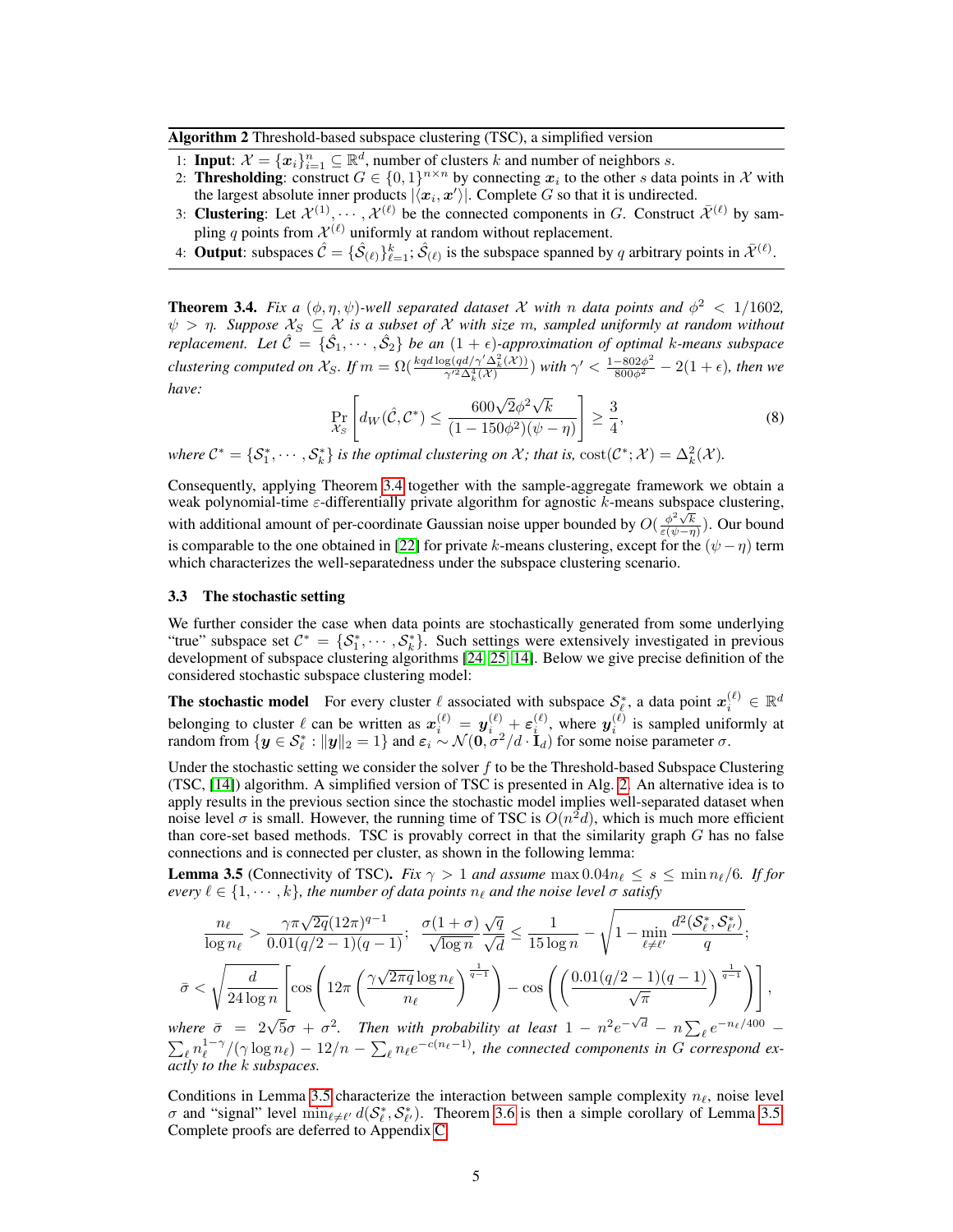**Algorithm 2** Threshold-based subspace clustering (TSC), a simplified version

1: **Input**: $\mathcal{X} = \{\boldsymbol{x}_i\}_{i=1}^n \subseteq \mathbb{R}^d$, number of clusters $k$ and number of neighbors $s$.
2: **Thresholding**: construct $G \in \{0,1\}^{n\times n}$ by connecting $\boldsymbol{x}_i$ to the other $s$ data points in $\mathcal{X}$ with the largest absolute inner products $|\langle \boldsymbol{x}_i, \boldsymbol{x}' \rangle|$. Complete $G$ so that it is undirected.
3: **Clustering**: Let $\mathcal{X}^{(1)}, \cdots, \mathcal{X}^{(\ell)}$ be the connected components in $G$. Construct $\bar{\mathcal{X}}^{(\ell)}$ by sampling $q$ points from $\mathcal{X}^{(\ell)}$ uniformly at random without replacement.
4: **Output**: subspaces $\hat{\mathcal{C}} = \{\hat{\mathcal{S}}_{(\ell)}\}_{\ell=1}^k$; $\hat{\mathcal{S}}_{(\ell)}$ is the subspace spanned by $q$ arbitrary points in $\bar{\mathcal{X}}^{(\ell)}$.

**Theorem 3.4.** *Fix a $(\phi, \eta, \psi)$-well separated dataset $\mathcal{X}$ with $n$ data points and $\phi^2 < 1/1602$, $\psi > \eta$. Suppose $\mathcal{X}_S \subseteq \mathcal{X}$ is a subset of $\mathcal{X}$ with size $m$, sampled uniformly at random without replacement. Let $\hat{\mathcal{C}} = \{\hat{\mathcal{S}}_1, \cdots, \hat{\mathcal{S}}_2\}$ be an $(1+\epsilon)$-approximation of optimal $k$-means subspace clustering computed on $\mathcal{X}_S$. If $m = \Omega(\frac{kqd\log(qd/\gamma'\Delta_k^2(\mathcal{X}))}{\gamma'^2\Delta_k^4(\mathcal{X})})$ with $\gamma' < \frac{1-802\phi^2}{800\phi^2} - 2(1+\epsilon)$, then we have:*

$$\Pr_{\mathcal{X}_S}\left[d_W(\hat{\mathcal{C}}, \mathcal{C}^*) \leq \frac{600\sqrt{2}\phi^2\sqrt{k}}{(1-150\phi^2)(\psi-\eta)}\right] \geq \frac{3}{4}, \tag{8}$$

*where $\mathcal{C}^* = \{\mathcal{S}_1^*, \cdots, \mathcal{S}_k^*\}$ is the optimal clustering on $\mathcal{X}$; that is, $\mathrm{cost}(\mathcal{C}^*; \mathcal{X}) = \Delta_k^2(\mathcal{X})$.*

Consequently, applying Theorem 3.4 together with the sample-aggregate framework we obtain a weak polynomial-time $\varepsilon$-differentially private algorithm for agnostic $k$-means subspace clustering, with additional amount of per-coordinate Gaussian noise upper bounded by $O(\frac{\phi^2\sqrt{k}}{\varepsilon(\psi-\eta)})$. Our bound is comparable to the one obtained in [22] for private $k$-means clustering, except for the $(\psi - \eta)$ term which characterizes the well-separatedness under the subspace clustering scenario.

### 3.3 The stochastic setting

We further consider the case when data points are stochastically generated from some underlying "true" subspace set $\mathcal{C}^* = \{\mathcal{S}_1^*, \cdots, \mathcal{S}_k^*\}$. Such settings were extensively investigated in previous development of subspace clustering algorithms [24, 25, 14]. Below we give precise definition of the considered stochastic subspace clustering model:

**The stochastic model** For every cluster $\ell$ associated with subspace $\mathcal{S}_\ell^*$, a data point $\boldsymbol{x}_i^{(\ell)} \in \mathbb{R}^d$ belonging to cluster $\ell$ can be written as $\boldsymbol{x}_i^{(\ell)} = \boldsymbol{y}_i^{(\ell)} + \boldsymbol{\varepsilon}_i^{(\ell)}$, where $\boldsymbol{y}_i^{(\ell)}$ is sampled uniformly at random from $\{\boldsymbol{y} \in \mathcal{S}_\ell^* : \|\boldsymbol{y}\|_2 = 1\}$ and $\boldsymbol{\varepsilon}_i \sim \mathcal{N}(\boldsymbol{0}, \sigma^2/d \cdot \mathbf{I}_d)$ for some noise parameter $\sigma$.

Under the stochastic setting we consider the solver $f$ to be the Threshold-based Subspace Clustering (TSC, [14]) algorithm. A simplified version of TSC is presented in Alg. 2. An alternative idea is to apply results in the previous section since the stochastic model implies well-separated dataset when noise level $\sigma$ is small. However, the running time of TSC is $O(n^2 d)$, which is much more efficient than core-set based methods. TSC is provably correct in that the similarity graph $G$ has no false connections and is connected per cluster, as shown in the following lemma:

**Lemma 3.5** (Connectivity of TSC). *Fix $\gamma > 1$ and assume $\max 0.04n_\ell \leq s \leq \min n_\ell/6$. If for every $\ell \in \{1, \cdots, k\}$, the number of data points $n_\ell$ and the noise level $\sigma$ satisfy*

$$\frac{n_\ell}{\log n_\ell} > \frac{\gamma\pi\sqrt{2q}(12\pi)^{q-1}}{0.01(q/2-1)(q-1)}; \quad \frac{\sigma(1+\sigma)}{\sqrt{\log n}}\frac{\sqrt{q}}{\sqrt{d}} \leq \frac{1}{15\log n} - \sqrt{1 - \min_{\ell\neq\ell'}\frac{d^2(\mathcal{S}_\ell^*, \mathcal{S}_{\ell'}^*)}{q}};$$

$$\bar{\sigma} < \sqrt{\frac{d}{24\log n}}\left[\cos\left(12\pi\left(\frac{\gamma\sqrt{2\pi q}\log n_\ell}{n_\ell}\right)^{\frac{1}{q-1}}\right) - \cos\left(\left(\frac{0.01(q/2-1)(q-1)}{\sqrt{\pi}}\right)^{\frac{1}{q-1}}\right)\right],$$

*where $\bar{\sigma} = 2\sqrt{5}\sigma + \sigma^2$. Then with probability at least $1 - n^2 e^{-\sqrt{d}} - n\sum_\ell e^{-n_\ell/400} - \sum_\ell n_\ell^{1-\gamma}/(\gamma\log n_\ell) - 12/n - \sum_\ell n_\ell e^{-c(n_\ell-1)}$, the connected components in $G$ correspond exactly to the $k$ subspaces.*

Conditions in Lemma 3.5 characterize the interaction between sample complexity $n_\ell$, noise level $\sigma$ and "signal" level $\min_{\ell\neq\ell'} d(\mathcal{S}_\ell^*, \mathcal{S}_{\ell'}^*)$. Theorem 3.6 is then a simple corollary of Lemma 3.5. Complete proofs are deferred to Appendix C.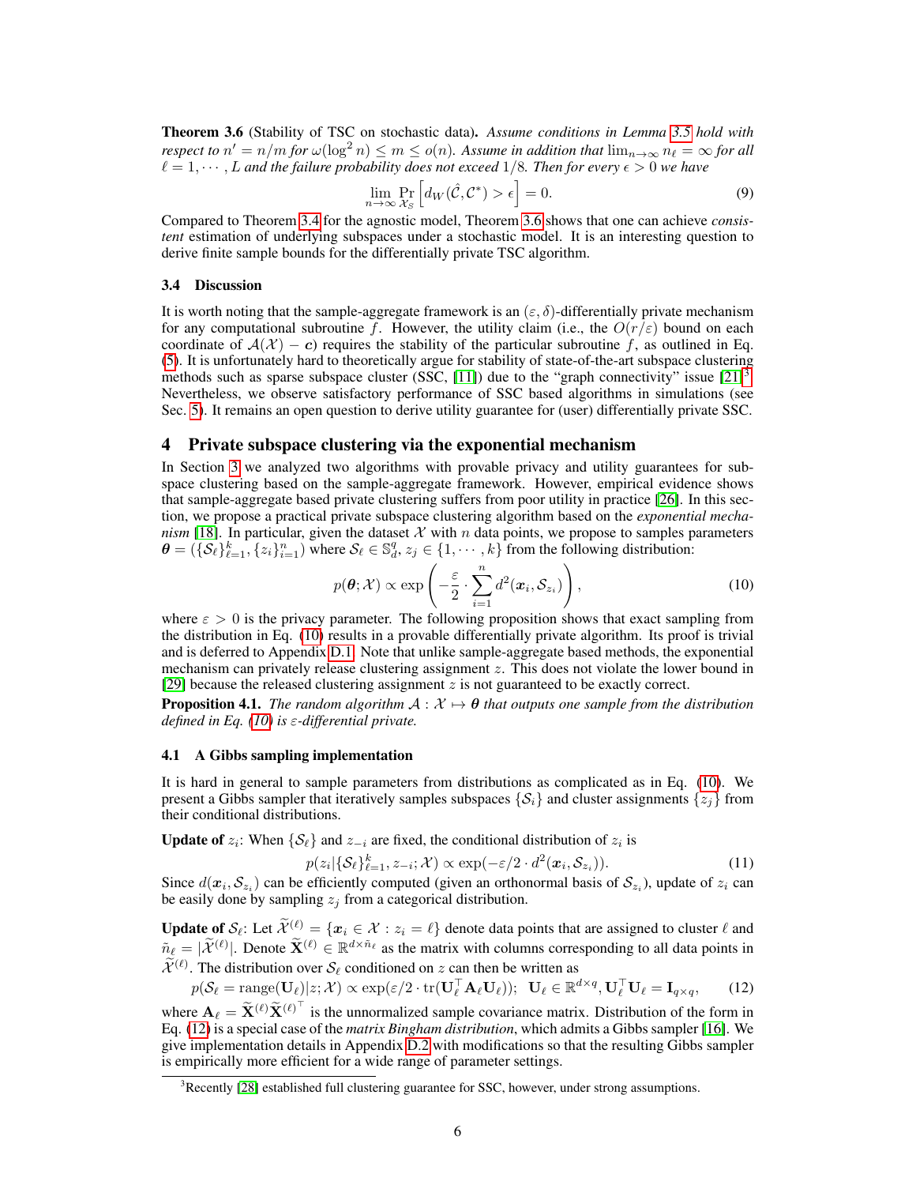**Theorem 3.6** (Stability of TSC on stochastic data)**.** *Assume conditions in Lemma 3.5 hold with respect to $n' = n/m$ for $\omega(\log^2 n) \leq m \leq o(n)$. Assume in addition that $\lim_{n\to\infty} n_\ell = \infty$ for all $\ell = 1, \cdots, L$ and the failure probability does not exceed $1/8$. Then for every $\epsilon > 0$ we have*

$$\lim_{n\to\infty} \Pr_{\mathcal{X}_S}\left[d_W(\hat{\mathcal{C}}, \mathcal{C}^*) > \epsilon\right] = 0. \tag{9}$$

Compared to Theorem 3.4 for the agnostic model, Theorem 3.6 shows that one can achieve *consistent* estimation of underlying subspaces under a stochastic model. It is an interesting question to derive finite sample bounds for the differentially private TSC algorithm.

### 3.4 Discussion

It is worth noting that the sample-aggregate framework is an $(\varepsilon, \delta)$-differentially private mechanism for any computational subroutine $f$. However, the utility claim (i.e., the $O(r/\varepsilon)$ bound on each coordinate of $\mathcal{A}(\mathcal{X}) - \boldsymbol{c}$) requires the stability of the particular subroutine $f$, as outlined in Eq. (5). It is unfortunately hard to theoretically argue for stability of state-of-the-art subspace clustering methods such as sparse subspace cluster (SSC, [11]) due to the "graph connectivity" issue [21][3]. Nevertheless, we observe satisfactory performance of SSC based algorithms in simulations (see Sec. 5). It remains an open question to derive utility guarantee for (user) differentially private SSC.

## 4 Private subspace clustering via the exponential mechanism

In Section 3 we analyzed two algorithms with provable privacy and utility guarantees for subspace clustering based on the sample-aggregate framework. However, empirical evidence shows that sample-aggregate based private clustering suffers from poor utility in practice [26]. In this section, we propose a practical private subspace clustering algorithm based on the *exponential mechanism* [18]. In particular, given the dataset $\mathcal{X}$ with $n$ data points, we propose to samples parameters $\boldsymbol{\theta} = (\{\mathcal{S}_\ell\}_{\ell=1}^k, \{z_i\}_{i=1}^n)$ where $\mathcal{S}_\ell \in \mathbb{S}_d^q$, $z_j \in \{1, \cdots, k\}$ from the following distribution:

$$p(\boldsymbol{\theta}; \mathcal{X}) \propto \exp\left(-\frac{\varepsilon}{2} \cdot \sum_{i=1}^n d^2(\boldsymbol{x}_i, \mathcal{S}_{z_i})\right), \tag{10}$$

where $\varepsilon > 0$ is the privacy parameter. The following proposition shows that exact sampling from the distribution in Eq. (10) results in a provable differentially private algorithm. Its proof is trivial and is deferred to Appendix D.1. Note that unlike sample-aggregate based methods, the exponential mechanism can privately release clustering assignment $z$. This does not violate the lower bound in [29] because the released clustering assignment $z$ is not guaranteed to be exactly correct.

**Proposition 4.1.** *The random algorithm $\mathcal{A} : \mathcal{X} \mapsto \boldsymbol{\theta}$ that outputs one sample from the distribution defined in Eq. (10) is $\varepsilon$-differential private.*

### 4.1 A Gibbs sampling implementation

It is hard in general to sample parameters from distributions as complicated as in Eq. (10). We present a Gibbs sampler that iteratively samples subspaces $\{\mathcal{S}_i\}$ and cluster assignments $\{z_j\}$ from their conditional distributions.

**Update of $z_i$:** When $\{\mathcal{S}_\ell\}$ and $z_{-i}$ are fixed, the conditional distribution of $z_i$ is

$$p(z_i | \{\mathcal{S}_\ell\}_{\ell=1}^k, z_{-i}; \mathcal{X}) \propto \exp(-\varepsilon/2 \cdot d^2(\boldsymbol{x}_i, \mathcal{S}_{z_i})). \tag{11}$$

Since $d(\boldsymbol{x}_i, \mathcal{S}_{z_i})$ can be efficiently computed (given an orthonormal basis of $\mathcal{S}_{z_i}$), update of $z_i$ can be easily done by sampling $z_j$ from a categorical distribution.

**Update of $\mathcal{S}_\ell$:** Let $\widetilde{\mathcal{X}}^{(\ell)} = \{\boldsymbol{x}_i \in \mathcal{X} : z_i = \ell\}$ denote data points that are assigned to cluster $\ell$ and $\tilde{n}_\ell = |\widetilde{\mathcal{X}}^{(\ell)}|$. Denote $\widetilde{\mathbf{X}}^{(\ell)} \in \mathbb{R}^{d\times \tilde{n}_\ell}$ as the matrix with columns corresponding to all data points in $\widetilde{\mathcal{X}}^{(\ell)}$. The distribution over $\mathcal{S}_\ell$ conditioned on $z$ can then be written as

$$p(\mathcal{S}_\ell = \mathrm{range}(\mathbf{U}_\ell) | z; \mathcal{X}) \propto \exp(\varepsilon/2 \cdot \mathrm{tr}(\mathbf{U}_\ell^\top \mathbf{A}_\ell \mathbf{U}_\ell)); \;\; \mathbf{U}_\ell \in \mathbb{R}^{d\times q}, \mathbf{U}_\ell^\top \mathbf{U}_\ell = \mathbf{I}_{q\times q}, \tag{12}$$

where $\mathbf{A}_\ell = \widetilde{\mathbf{X}}^{(\ell)} \widetilde{\mathbf{X}}^{(\ell)^\top}$ is the unnormalized sample covariance matrix. Distribution of the form in Eq. (12) is a special case of the *matrix Bingham distribution*, which admits a Gibbs sampler [16]. We give implementation details in Appendix D.2 with modifications so that the resulting Gibbs sampler is empirically more efficient for a wide range of parameter settings.

[3] Recently [28] established full clustering guarantee for SSC, however, under strong assumptions.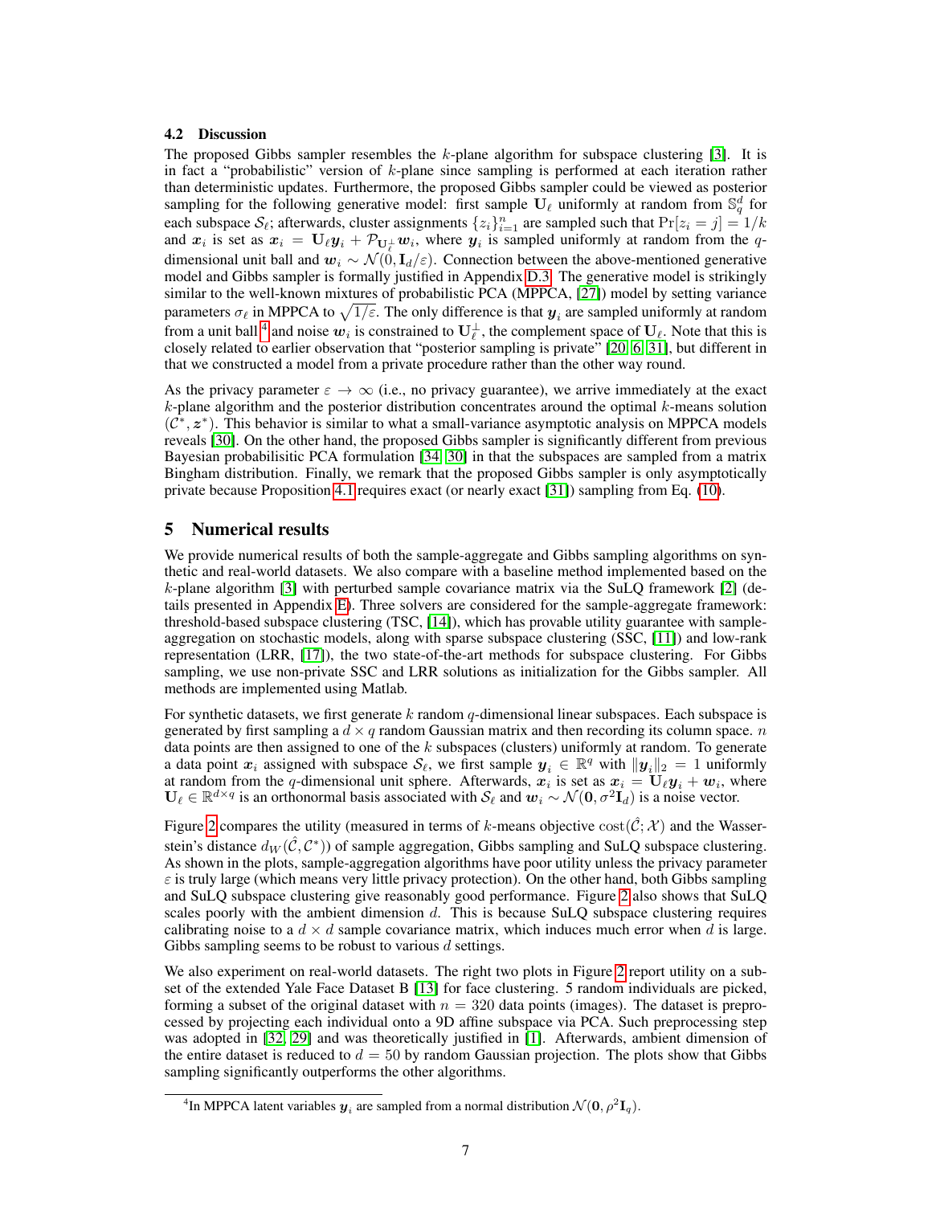### 4.2 Discussion

The proposed Gibbs sampler resembles the $k$-plane algorithm for subspace clustering [3]. It is in fact a "probabilistic" version of $k$-plane since sampling is performed at each iteration rather than deterministic updates. Furthermore, the proposed Gibbs sampler could be viewed as posterior sampling for the following generative model: first sample $\mathbf{U}_\ell$ uniformly at random from $\mathbb{S}_q^d$ for each subspace $\mathcal{S}_\ell$; afterwards, cluster assignments $\{z_i\}_{i=1}^n$ are sampled such that $\Pr[z_i = j] = 1/k$ and $\boldsymbol{x}_i$ is set as $\boldsymbol{x}_i = \mathbf{U}_\ell \boldsymbol{y}_i + \mathcal{P}_{\mathbf{U}_\ell^\perp} \boldsymbol{w}_i$, where $\boldsymbol{y}_i$ is sampled uniformly at random from the $q$-dimensional unit ball and $\boldsymbol{w}_i \sim \mathcal{N}(0, \mathbf{I}_d/\varepsilon)$. Connection between the above-mentioned generative model and Gibbs sampler is formally justified in Appendix D.3. The generative model is strikingly similar to the well-known mixtures of probabilistic PCA (MPPCA, [27]) model by setting variance parameters $\sigma_\ell$ in MPPCA to $\sqrt{1/\varepsilon}$. The only difference is that $\boldsymbol{y}_i$ are sampled uniformly at random from a unit ball[4] and noise $\boldsymbol{w}_i$ is constrained to $\mathbf{U}_\ell^\perp$, the complement space of $\mathbf{U}_\ell$. Note that this is closely related to earlier observation that "posterior sampling is private" [20, 6, 31], but different in that we constructed a model from a private procedure rather than the other way round.

As the privacy parameter $\varepsilon \to \infty$ (i.e., no privacy guarantee), we arrive immediately at the exact $k$-plane algorithm and the posterior distribution concentrates around the optimal $k$-means solution $(\mathcal{C}^*, \boldsymbol{z}^*)$. This behavior is similar to what a small-variance asymptotic analysis on MPPCA models reveals [30]. On the other hand, the proposed Gibbs sampler is significantly different from previous Bayesian probabilisitic PCA formulation [34, 30] in that the subspaces are sampled from a matrix Bingham distribution. Finally, we remark that the proposed Gibbs sampler is only asymptotically private because Proposition 4.1 requires exact (or nearly exact [31]) sampling from Eq. (10).

## 5 Numerical results

We provide numerical results of both the sample-aggregate and Gibbs sampling algorithms on synthetic and real-world datasets. We also compare with a baseline method implemented based on the $k$-plane algorithm [3] with perturbed sample covariance matrix via the SuLQ framework [2] (details presented in Appendix E). Three solvers are considered for the sample-aggregate framework: threshold-based subspace clustering (TSC, [14]), which has provable utility guarantee with sample-aggregation on stochastic models, along with sparse subspace clustering (SSC, [11]) and low-rank representation (LRR, [17]), the two state-of-the-art methods for subspace clustering. For Gibbs sampling, we use non-private SSC and LRR solutions as initialization for the Gibbs sampler. All methods are implemented using Matlab.

For synthetic datasets, we first generate $k$ random $q$-dimensional linear subspaces. Each subspace is generated by first sampling a $d \times q$ random Gaussian matrix and then recording its column space. $n$ data points are then assigned to one of the $k$ subspaces (clusters) uniformly at random. To generate a data point $\boldsymbol{x}_i$ assigned with subspace $\mathcal{S}_\ell$, we first sample $\boldsymbol{y}_i \in \mathbb{R}^q$ with $\|\boldsymbol{y}_i\|_2 = 1$ uniformly at random from the $q$-dimensional unit sphere. Afterwards, $\boldsymbol{x}_i$ is set as $\boldsymbol{x}_i = \mathbf{U}_\ell \boldsymbol{y}_i + \boldsymbol{w}_i$, where $\mathbf{U}_\ell \in \mathbb{R}^{d \times q}$ is an orthonormal basis associated with $\mathcal{S}_\ell$ and $\boldsymbol{w}_i \sim \mathcal{N}(\mathbf{0}, \sigma^2 \mathbf{I}_d)$ is a noise vector.

Figure 2 compares the utility (measured in terms of $k$-means objective $\mathrm{cost}(\hat{\mathcal{C}}; \mathcal{X})$ and the Wasserstein's distance $d_W(\hat{\mathcal{C}}, \mathcal{C}^*)$) of sample aggregation, Gibbs sampling and SuLQ subspace clustering. As shown in the plots, sample-aggregation algorithms have poor utility unless the privacy parameter $\varepsilon$ is truly large (which means very little privacy protection). On the other hand, both Gibbs sampling and SuLQ subspace clustering give reasonably good performance. Figure 2 also shows that SuLQ scales poorly with the ambient dimension $d$. This is because SuLQ subspace clustering requires calibrating noise to a $d \times d$ sample covariance matrix, which induces much error when $d$ is large. Gibbs sampling seems to be robust to various $d$ settings.

We also experiment on real-world datasets. The right two plots in Figure 2 report utility on a subset of the extended Yale Face Dataset B [13] for face clustering. 5 random individuals are picked, forming a subset of the original dataset with $n = 320$ data points (images). The dataset is preprocessed by projecting each individual onto a 9D affine subspace via PCA. Such preprocessing step was adopted in [32, 29] and was theoretically justified in [1]. Afterwards, ambient dimension of the entire dataset is reduced to $d = 50$ by random Gaussian projection. The plots show that Gibbs sampling significantly outperforms the other algorithms.

---

[4] In MPPCA latent variables $\boldsymbol{y}_i$ are sampled from a normal distribution $\mathcal{N}(\mathbf{0}, \rho^2 \mathbf{I}_q)$.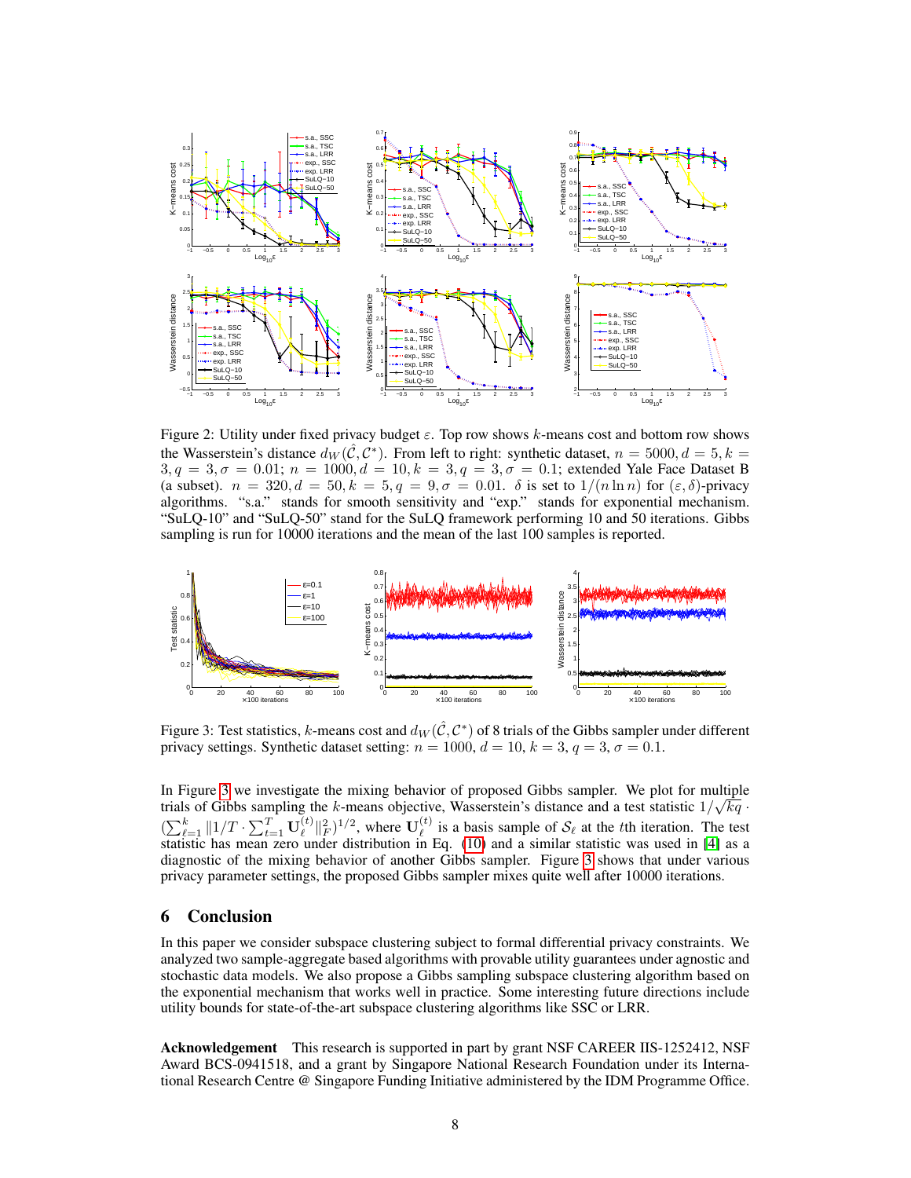Figure 2: Utility under fixed privacy budget $\varepsilon$. Top row shows $k$-means cost and bottom row shows the Wasserstein's distance $d_W(\hat{\mathcal{C}}, \mathcal{C}^*)$. From left to right: synthetic dataset, $n = 5000, d = 5, k = 3, q = 3, \sigma = 0.01$; $n = 1000, d = 10, k = 3, q = 3, \sigma = 0.1$; extended Yale Face Dataset B (a subset). $n = 320, d = 50, k = 5, q = 9, \sigma = 0.01$. $\delta$ is set to $1/(n \ln n)$ for $(\varepsilon, \delta)$-privacy algorithms. "s.a." stands for smooth sensitivity and "exp." stands for exponential mechanism. "SuLQ-10" and "SuLQ-50" stand for the SuLQ framework performing 10 and 50 iterations. Gibbs sampling is run for 10000 iterations and the mean of the last 100 samples is reported.

Figure 3: Test statistics, $k$-means cost and $d_W(\hat{\mathcal{C}}, \mathcal{C}^*)$ of 8 trials of the Gibbs sampler under different privacy settings. Synthetic dataset setting: $n = 1000$, $d = 10$, $k = 3$, $q = 3$, $\sigma = 0.1$.

In Figure 3 we investigate the mixing behavior of proposed Gibbs sampler. We plot for multiple trials of Gibbs sampling the $k$-means objective, Wasserstein's distance and a test statistic $1/\sqrt{kq} \cdot (\sum_{\ell=1}^{k} \|1/T \cdot \sum_{t=1}^{T} \mathbf{U}_\ell^{(t)}\|_F^2)^{1/2}$, where $\mathbf{U}_\ell^{(t)}$ is a basis sample of $\mathcal{S}_\ell$ at the $t$th iteration. The test statistic has mean zero under distribution in Eq. (10) and a similar statistic was used in [4] as a diagnostic of the mixing behavior of another Gibbs sampler. Figure 3 shows that under various privacy parameter settings, the proposed Gibbs sampler mixes quite well after 10000 iterations.

## 6 Conclusion

In this paper we consider subspace clustering subject to formal differential privacy constraints. We analyzed two sample-aggregate based algorithms with provable utility guarantees under agnostic and stochastic data models. We also propose a Gibbs sampling subspace clustering algorithm based on the exponential mechanism that works well in practice. Some interesting future directions include utility bounds for state-of-the-art subspace clustering algorithms like SSC or LRR.

**Acknowledgement** This research is supported in part by grant NSF CAREER IIS-1252412, NSF Award BCS-0941518, and a grant by Singapore National Research Foundation under its International Research Centre @ Singapore Funding Initiative administered by the IDM Programme Office.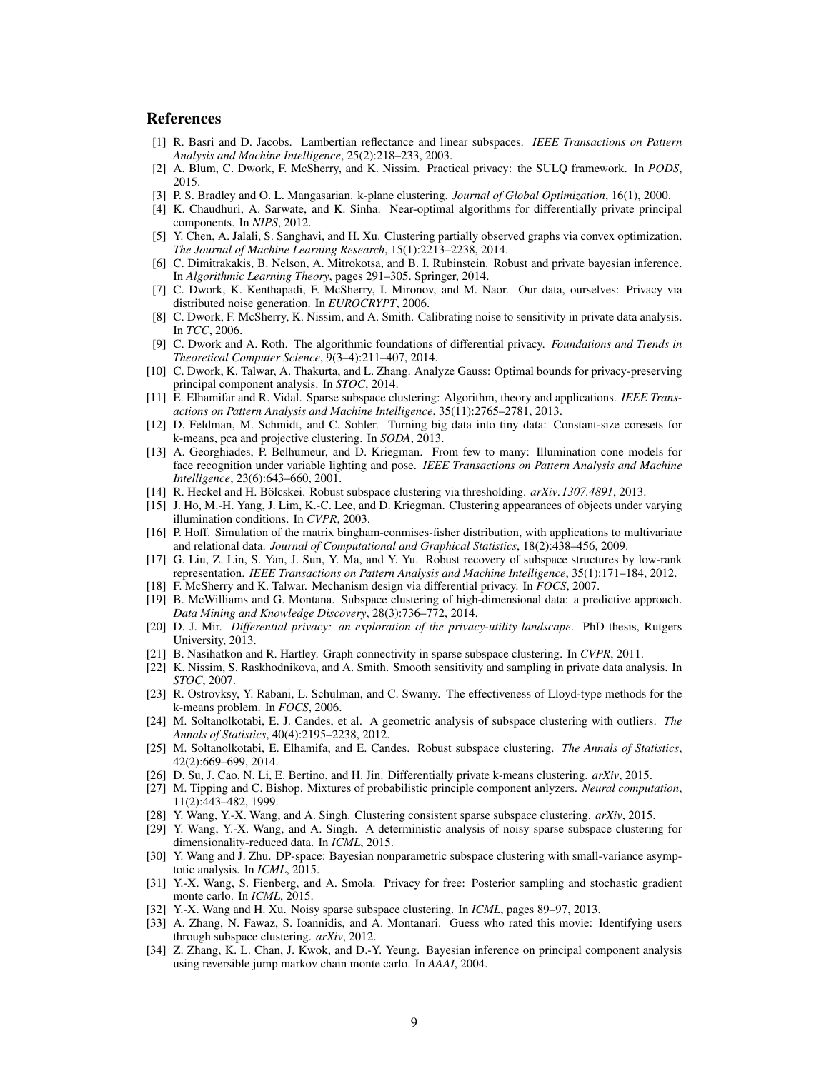## References

[1] R. Basri and D. Jacobs. Lambertian reflectance and linear subspaces. *IEEE Transactions on Pattern Analysis and Machine Intelligence*, 25(2):218–233, 2003.

[2] A. Blum, C. Dwork, F. McSherry, and K. Nissim. Practical privacy: the SULQ framework. In *PODS*, 2015.

[3] P. S. Bradley and O. L. Mangasarian. k-plane clustering. *Journal of Global Optimization*, 16(1), 2000.

[4] K. Chaudhuri, A. Sarwate, and K. Sinha. Near-optimal algorithms for differentially private principal components. In *NIPS*, 2012.

[5] Y. Chen, A. Jalali, S. Sanghavi, and H. Xu. Clustering partially observed graphs via convex optimization. *The Journal of Machine Learning Research*, 15(1):2213–2238, 2014.

[6] C. Dimitrakakis, B. Nelson, A. Mitrokotsa, and B. I. Rubinstein. Robust and private bayesian inference. In *Algorithmic Learning Theory*, pages 291–305. Springer, 2014.

[7] C. Dwork, K. Kenthapadi, F. McSherry, I. Mironov, and M. Naor. Our data, ourselves: Privacy via distributed noise generation. In *EUROCRYPT*, 2006.

[8] C. Dwork, F. McSherry, K. Nissim, and A. Smith. Calibrating noise to sensitivity in private data analysis. In *TCC*, 2006.

[9] C. Dwork and A. Roth. The algorithmic foundations of differential privacy. *Foundations and Trends in Theoretical Computer Science*, 9(3–4):211–407, 2014.

[10] C. Dwork, K. Talwar, A. Thakurta, and L. Zhang. Analyze Gauss: Optimal bounds for privacy-preserving principal component analysis. In *STOC*, 2014.

[11] E. Elhamifar and R. Vidal. Sparse subspace clustering: Algorithm, theory and applications. *IEEE Transactions on Pattern Analysis and Machine Intelligence*, 35(11):2765–2781, 2013.

[12] D. Feldman, M. Schmidt, and C. Sohler. Turning big data into tiny data: Constant-size coresets for k-means, pca and projective clustering. In *SODA*, 2013.

[13] A. Georghiades, P. Belhumeur, and D. Kriegman. From few to many: Illumination cone models for face recognition under variable lighting and pose. *IEEE Transactions on Pattern Analysis and Machine Intelligence*, 23(6):643–660, 2001.

[14] R. Heckel and H. Bölcskei. Robust subspace clustering via thresholding. *arXiv:1307.4891*, 2013.

[15] J. Ho, M.-H. Yang, J. Lim, K.-C. Lee, and D. Kriegman. Clustering appearances of objects under varying illumination conditions. In *CVPR*, 2003.

[16] P. Hoff. Simulation of the matrix bingham-conmises-fisher distribution, with applications to multivariate and relational data. *Journal of Computational and Graphical Statistics*, 18(2):438–456, 2009.

[17] G. Liu, Z. Lin, S. Yan, J. Sun, Y. Ma, and Y. Yu. Robust recovery of subspace structures by low-rank representation. *IEEE Transactions on Pattern Analysis and Machine Intelligence*, 35(1):171–184, 2012.

[18] F. McSherry and K. Talwar. Mechanism design via differential privacy. In *FOCS*, 2007.

[19] B. McWilliams and G. Montana. Subspace clustering of high-dimensional data: a predictive approach. *Data Mining and Knowledge Discovery*, 28(3):736–772, 2014.

[20] D. J. Mir. *Differential privacy: an exploration of the privacy-utility landscape*. PhD thesis, Rutgers University, 2013.

[21] B. Nasihatkon and R. Hartley. Graph connectivity in sparse subspace clustering. In *CVPR*, 2011.

[22] K. Nissim, S. Raskhodnikova, and A. Smith. Smooth sensitivity and sampling in private data analysis. In *STOC*, 2007.

[23] R. Ostrovksy, Y. Rabani, L. Schulman, and C. Swamy. The effectiveness of Lloyd-type methods for the k-means problem. In *FOCS*, 2006.

[24] M. Soltanolkotabi, E. J. Candes, et al. A geometric analysis of subspace clustering with outliers. *The Annals of Statistics*, 40(4):2195–2238, 2012.

[25] M. Soltanolkotabi, E. Elhamifa, and E. Candes. Robust subspace clustering. *The Annals of Statistics*, 42(2):669–699, 2014.

[26] D. Su, J. Cao, N. Li, E. Bertino, and H. Jin. Differentially private k-means clustering. *arXiv*, 2015.

[27] M. Tipping and C. Bishop. Mixtures of probabilistic principle component anlyzers. *Neural computation*, 11(2):443–482, 1999.

[28] Y. Wang, Y.-X. Wang, and A. Singh. Clustering consistent sparse subspace clustering. *arXiv*, 2015.

[29] Y. Wang, Y.-X. Wang, and A. Singh. A deterministic analysis of noisy sparse subspace clustering for dimensionality-reduced data. In *ICML*, 2015.

[30] Y. Wang and J. Zhu. DP-space: Bayesian nonparametric subspace clustering with small-variance asymptotic analysis. In *ICML*, 2015.

[31] Y.-X. Wang, S. Fienberg, and A. Smola. Privacy for free: Posterior sampling and stochastic gradient monte carlo. In *ICML*, 2015.

[32] Y.-X. Wang and H. Xu. Noisy sparse subspace clustering. In *ICML*, pages 89–97, 2013.

[33] A. Zhang, N. Fawaz, S. Ioannidis, and A. Montanari. Guess who rated this movie: Identifying users through subspace clustering. *arXiv*, 2012.

[34] Z. Zhang, K. L. Chan, J. Kwok, and D.-Y. Yeung. Bayesian inference on principal component analysis using reversible jump markov chain monte carlo. In *AAAI*, 2004.